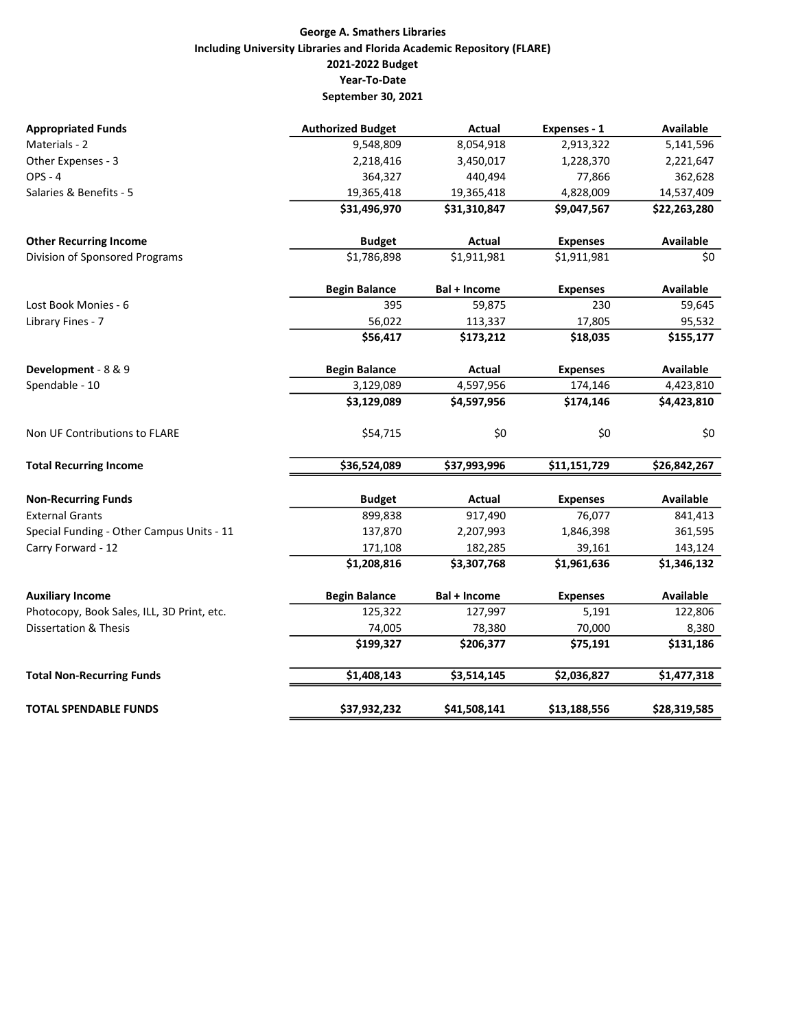# George A. Smathers Libraries

## Including University Libraries and Florida Academic Repository (FLARE)

### 2021-2022 Budget

### Year-To-Date

### September 30, 2021

| **Appropriated Funds** | **Authorized Budget** | **Actual** | **Expenses - 1** | **Available** |
|---|---|---|---|---|
| Materials - 2 | 9,548,809 | 8,054,918 | 2,913,322 | 5,141,596 |
| Other Expenses - 3 | 2,218,416 | 3,450,017 | 1,228,370 | 2,221,647 |
| OPS - 4 | 364,327 | 440,494 | 77,866 | 362,628 |
| Salaries & Benefits - 5 | 19,365,418 | 19,365,418 | 4,828,009 | 14,537,409 |
| | **$31,496,970** | **$31,310,847** | **$9,047,567** | **$22,263,280** |
| | | | | |
| **Other Recurring Income** | **Budget** | **Actual** | **Expenses** | **Available** |
| Division of Sponsored Programs | $1,786,898 | $1,911,981 | $1,911,981 | $0 |
| | | | | |
| | **Begin Balance** | **Bal + Income** | **Expenses** | **Available** |
| Lost Book Monies - 6 | 395 | 59,875 | 230 | 59,645 |
| Library Fines - 7 | 56,022 | 113,337 | 17,805 | 95,532 |
| | **$56,417** | **$173,212** | **$18,035** | **$155,177** |
| | | | | |
| **Development** - 8 & 9 | **Begin Balance** | **Actual** | **Expenses** | **Available** |
| Spendable - 10 | 3,129,089 | 4,597,956 | 174,146 | 4,423,810 |
| | **$3,129,089** | **$4,597,956** | **$174,146** | **$4,423,810** |
| | | | | |
| Non UF Contributions to FLARE | $54,715 | $0 | $0 | $0 |
| | | | | |
| **Total Recurring Income** | **$36,524,089** | **$37,993,996** | **$11,151,729** | **$26,842,267** |
| | | | | |
| **Non-Recurring Funds** | **Budget** | **Actual** | **Expenses** | **Available** |
| External Grants | 899,838 | 917,490 | 76,077 | 841,413 |
| Special Funding - Other Campus Units - 11 | 137,870 | 2,207,993 | 1,846,398 | 361,595 |
| Carry Forward - 12 | 171,108 | 182,285 | 39,161 | 143,124 |
| | **$1,208,816** | **$3,307,768** | **$1,961,636** | **$1,346,132** |
| | | | | |
| **Auxiliary Income** | **Begin Balance** | **Bal + Income** | **Expenses** | **Available** |
| Photocopy, Book Sales, ILL, 3D Print, etc. | 125,322 | 127,997 | 5,191 | 122,806 |
| Dissertation & Thesis | 74,005 | 78,380 | 70,000 | 8,380 |
| | **$199,327** | **$206,377** | **$75,191** | **$131,186** |
| | | | | |
| **Total Non-Recurring Funds** | **$1,408,143** | **$3,514,145** | **$2,036,827** | **$1,477,318** |
| | | | | |
| **TOTAL SPENDABLE FUNDS** | **$37,932,232** | **$41,508,141** | **$13,188,556** | **$28,319,585** |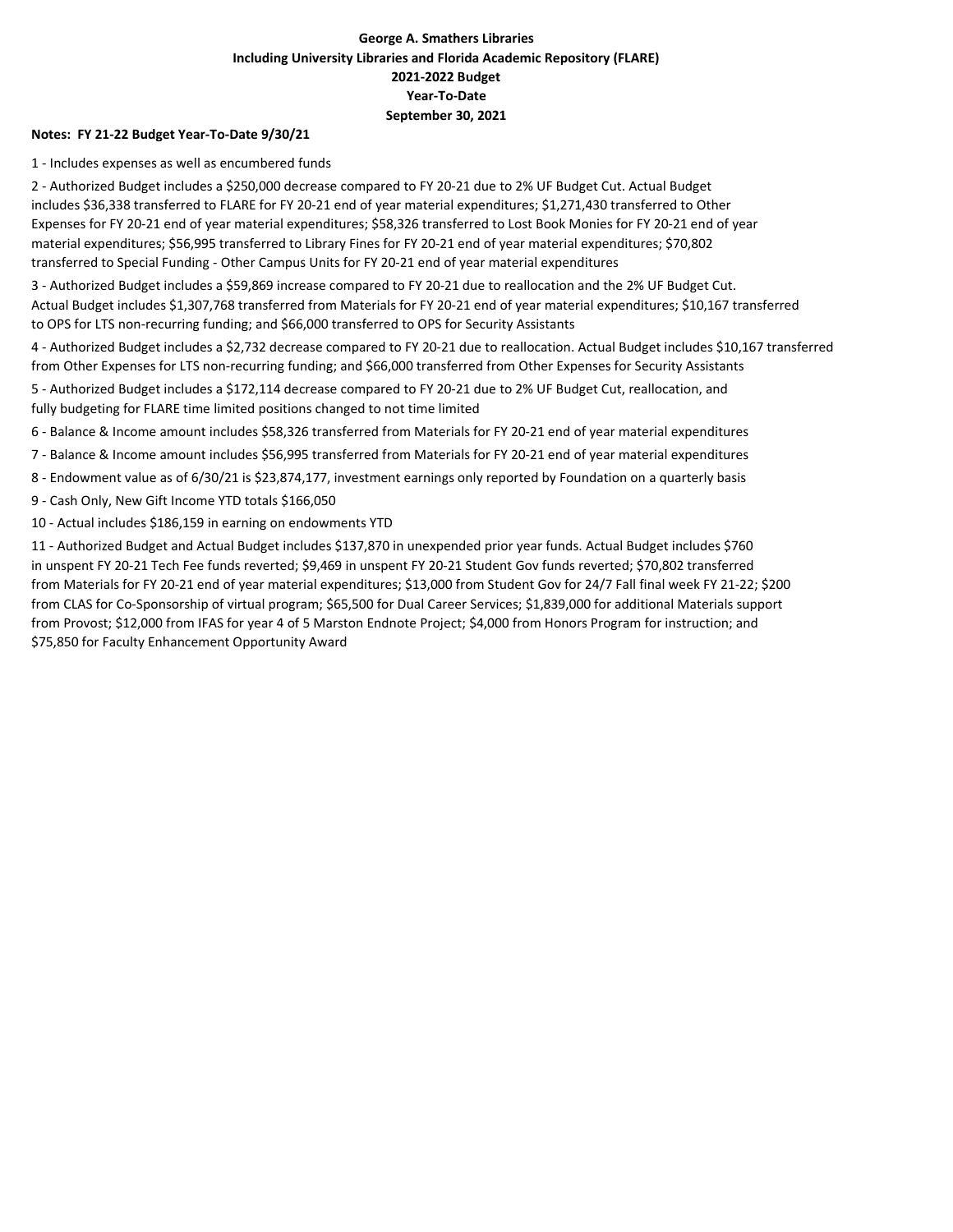**George A. Smathers Libraries**
**Including University Libraries and Florida Academic Repository (FLARE)**
**2021-2022 Budget**
**Year-To-Date**
**September 30, 2021**

**Notes: FY 21-22 Budget Year-To-Date 9/30/21**

1 - Includes expenses as well as encumbered funds

2 - Authorized Budget includes a $250,000 decrease compared to FY 20-21 due to 2% UF Budget Cut. Actual Budget includes $36,338 transferred to FLARE for FY 20-21 end of year material expenditures; $1,271,430 transferred to Other Expenses for FY 20-21 end of year material expenditures; $58,326 transferred to Lost Book Monies for FY 20-21 end of year material expenditures; $56,995 transferred to Library Fines for FY 20-21 end of year material expenditures; $70,802 transferred to Special Funding - Other Campus Units for FY 20-21 end of year material expenditures

3 - Authorized Budget includes a $59,869 increase compared to FY 20-21 due to reallocation and the 2% UF Budget Cut. Actual Budget includes $1,307,768 transferred from Materials for FY 20-21 end of year material expenditures; $10,167 transferred to OPS for LTS non-recurring funding; and $66,000 transferred to OPS for Security Assistants

4 - Authorized Budget includes a $2,732 decrease compared to FY 20-21 due to reallocation. Actual Budget includes $10,167 transferred from Other Expenses for LTS non-recurring funding; and $66,000 transferred from Other Expenses for Security Assistants

5 - Authorized Budget includes a $172,114 decrease compared to FY 20-21 due to 2% UF Budget Cut, reallocation, and fully budgeting for FLARE time limited positions changed to not time limited

6 - Balance & Income amount includes $58,326 transferred from Materials for FY 20-21 end of year material expenditures

7 - Balance & Income amount includes $56,995 transferred from Materials for FY 20-21 end of year material expenditures

8 - Endowment value as of 6/30/21 is $23,874,177, investment earnings only reported by Foundation on a quarterly basis

9 - Cash Only, New Gift Income YTD totals $166,050

10 - Actual includes $186,159 in earning on endowments YTD

11 - Authorized Budget and Actual Budget includes $137,870 in unexpended prior year funds. Actual Budget includes $760 in unspent FY 20-21 Tech Fee funds reverted; $9,469 in unspent FY 20-21 Student Gov funds reverted; $70,802 transferred from Materials for FY 20-21 end of year material expenditures; $13,000 from Student Gov for 24/7 Fall final week FY 21-22; $200 from CLAS for Co-Sponsorship of virtual program; $65,500 for Dual Career Services; $1,839,000 for additional Materials support from Provost; $12,000 from IFAS for year 4 of 5 Marston Endnote Project; $4,000 from Honors Program for instruction; and $75,850 for Faculty Enhancement Opportunity Award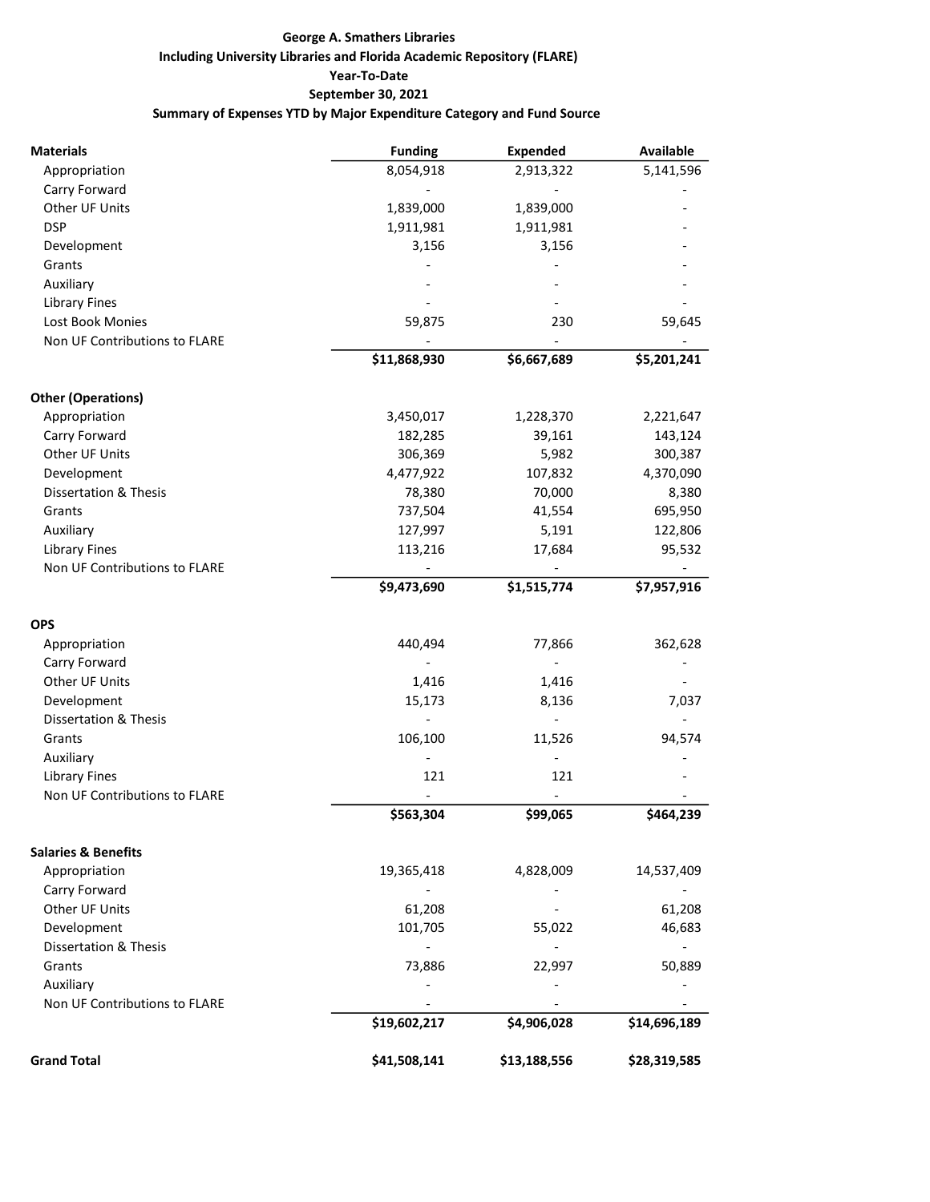**George A. Smathers Libraries**

**Including University Libraries and Florida Academic Repository (FLARE)**

**Year-To-Date**

**September 30, 2021**

**Summary of Expenses YTD by Major Expenditure Category and Fund Source**

| **Materials** | **Funding** | **Expended** | **Available** |
|---|---|---|---|
| Appropriation | 8,054,918 | 2,913,322 | 5,141,596 |
| Carry Forward | - | - | - |
| Other UF Units | 1,839,000 | 1,839,000 | - |
| DSP | 1,911,981 | 1,911,981 | - |
| Development | 3,156 | 3,156 | - |
| Grants | - | - | - |
| Auxiliary | - | - | - |
| Library Fines | - | - | - |
| Lost Book Monies | 59,875 | 230 | 59,645 |
| Non UF Contributions to FLARE | - | - | - |
| | **$11,868,930** | **$6,667,689** | **$5,201,241** |
| **Other (Operations)** | | | |
| Appropriation | 3,450,017 | 1,228,370 | 2,221,647 |
| Carry Forward | 182,285 | 39,161 | 143,124 |
| Other UF Units | 306,369 | 5,982 | 300,387 |
| Development | 4,477,922 | 107,832 | 4,370,090 |
| Dissertation & Thesis | 78,380 | 70,000 | 8,380 |
| Grants | 737,504 | 41,554 | 695,950 |
| Auxiliary | 127,997 | 5,191 | 122,806 |
| Library Fines | 113,216 | 17,684 | 95,532 |
| Non UF Contributions to FLARE | - | - | - |
| | **$9,473,690** | **$1,515,774** | **$7,957,916** |
| **OPS** | | | |
| Appropriation | 440,494 | 77,866 | 362,628 |
| Carry Forward | - | - | - |
| Other UF Units | 1,416 | 1,416 | - |
| Development | 15,173 | 8,136 | 7,037 |
| Dissertation & Thesis | - | - | - |
| Grants | 106,100 | 11,526 | 94,574 |
| Auxiliary | - | - | - |
| Library Fines | 121 | 121 | - |
| Non UF Contributions to FLARE | - | - | - |
| | **$563,304** | **$99,065** | **$464,239** |
| **Salaries & Benefits** | | | |
| Appropriation | 19,365,418 | 4,828,009 | 14,537,409 |
| Carry Forward | - | - | - |
| Other UF Units | 61,208 | - | 61,208 |
| Development | 101,705 | 55,022 | 46,683 |
| Dissertation & Thesis | - | - | - |
| Grants | 73,886 | 22,997 | 50,889 |
| Auxiliary | - | - | - |
| Non UF Contributions to FLARE | - | - | - |
| | **$19,602,217** | **$4,906,028** | **$14,696,189** |
| **Grand Total** | **$41,508,141** | **$13,188,556** | **$28,319,585** |